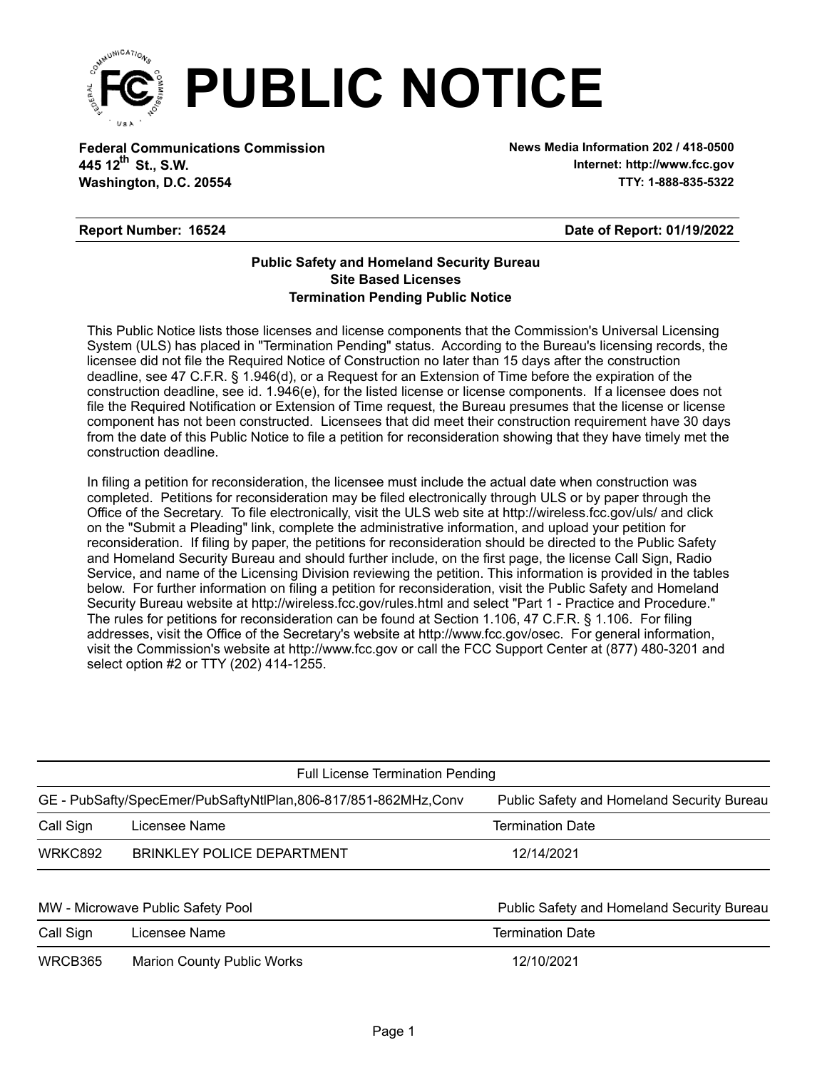# PUBLIC NOTICE

**Federal Communications Commission**
**445 12th St., S.W.**
**Washington, D.C. 20554**

**News Media Information 202 / 418-0500**
**Internet: http://www.fcc.gov**
**TTY: 1-888-835-5322**

**Report Number: 16524** **Date of Report: 01/19/2022**

### Public Safety and Homeland Security Bureau
### Site Based Licenses
### Termination Pending Public Notice

This Public Notice lists those licenses and license components that the Commission's Universal Licensing System (ULS) has placed in "Termination Pending" status. According to the Bureau's licensing records, the licensee did not file the Required Notice of Construction no later than 15 days after the construction deadline, see 47 C.F.R. § 1.946(d), or a Request for an Extension of Time before the expiration of the construction deadline, see id. 1.946(e), for the listed license or license components. If a licensee does not file the Required Notification or Extension of Time request, the Bureau presumes that the license or license component has not been constructed. Licensees that did meet their construction requirement have 30 days from the date of this Public Notice to file a petition for reconsideration showing that they have timely met the construction deadline.

In filing a petition for reconsideration, the licensee must include the actual date when construction was completed. Petitions for reconsideration may be filed electronically through ULS or by paper through the Office of the Secretary. To file electronically, visit the ULS web site at http://wireless.fcc.gov/uls/ and click on the "Submit a Pleading" link, complete the administrative information, and upload your petition for reconsideration. If filing by paper, the petitions for reconsideration should be directed to the Public Safety and Homeland Security Bureau and should further include, on the first page, the license Call Sign, Radio Service, and name of the Licensing Division reviewing the petition. This information is provided in the tables below. For further information on filing a petition for reconsideration, visit the Public Safety and Homeland Security Bureau website at http://wireless.fcc.gov/rules.html and select "Part 1 - Practice and Procedure." The rules for petitions for reconsideration can be found at Section 1.106, 47 C.F.R. § 1.106. For filing addresses, visit the Office of the Secretary's website at http://www.fcc.gov/osec. For general information, visit the Commission's website at http://www.fcc.gov or call the FCC Support Center at (877) 480-3201 and select option #2 or TTY (202) 414-1255.

Full License Termination Pending

| GE - PubSafty/SpecEmer/PubSaftyNtlPlan,806-817/851-862MHz,Conv | | Public Safety and Homeland Security Bureau |
|---|---|---|
| Call Sign | Licensee Name | Termination Date |
| WRKC892 | BRINKLEY POLICE DEPARTMENT | 12/14/2021 |

| MW - Microwave Public Safety Pool | | Public Safety and Homeland Security Bureau |
|---|---|---|
| Call Sign | Licensee Name | Termination Date |
| WRCB365 | Marion County Public Works | 12/10/2021 |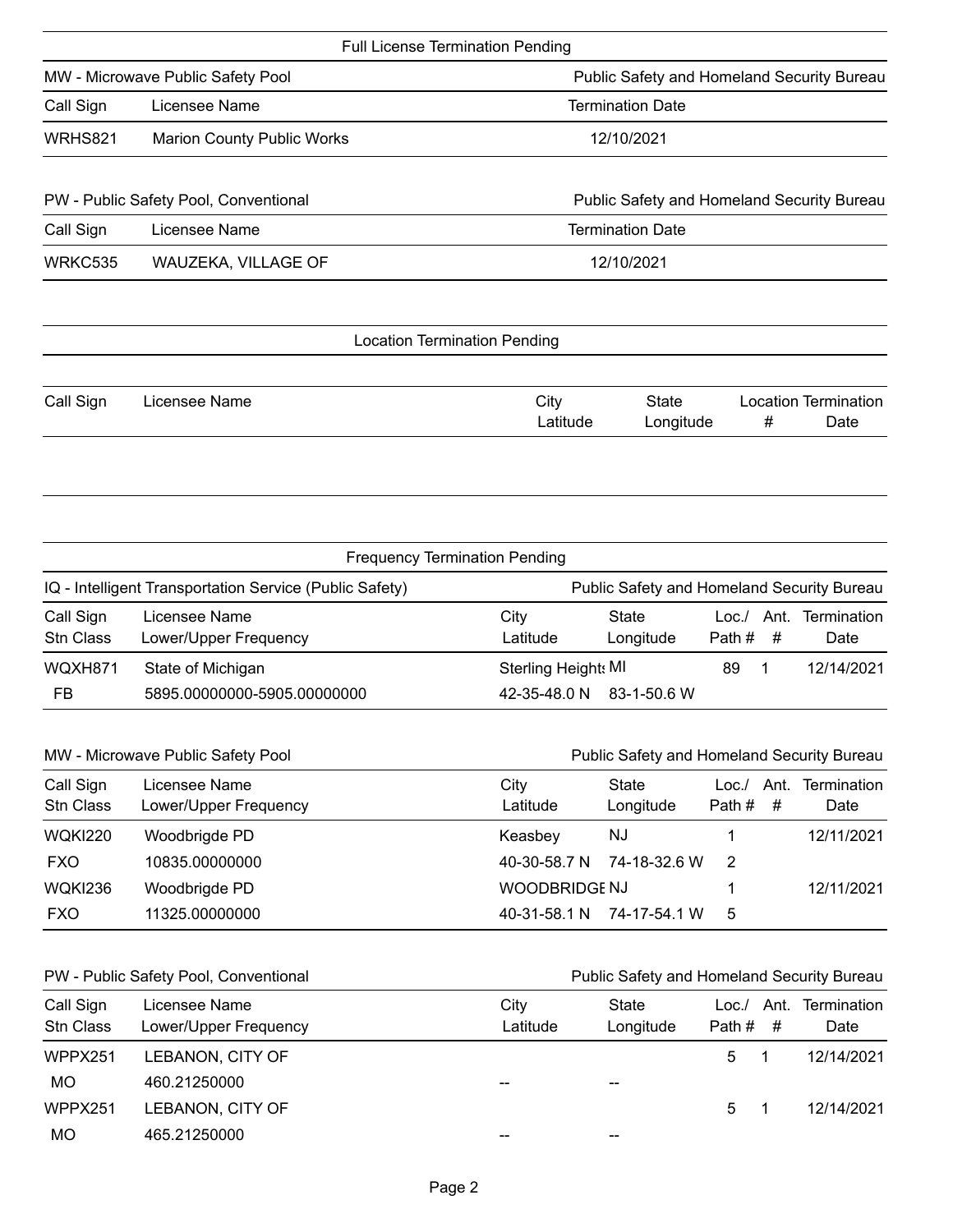## Full License Termination Pending

### MW - Microwave Public Safety Pool — Public Safety and Homeland Security Bureau

| Call Sign | Licensee Name | Termination Date |
|---|---|---|
| WRHS821 | Marion County Public Works | 12/10/2021 |

### PW - Public Safety Pool, Conventional — Public Safety and Homeland Security Bureau

| Call Sign | Licensee Name | Termination Date |
|---|---|---|
| WRKC535 | WAUZEKA, VILLAGE OF | 12/10/2021 |

## Location Termination Pending

| Call Sign | Licensee Name | City / Latitude | State / Longitude | Location # | Termination Date |
|---|---|---|---|---|---|

## Frequency Termination Pending

### IQ - Intelligent Transportation Service (Public Safety) — Public Safety and Homeland Security Bureau

| Call Sign / Stn Class | Licensee Name / Lower/Upper Frequency | City / Latitude | State / Longitude | Loc./ Path # | Ant. # | Termination Date |
|---|---|---|---|---|---|---|
| WQXH871 | State of Michigan | Sterling Heights | MI | 89 | 1 | 12/14/2021 |
| FB | 5895.00000000-5905.00000000 | 42-35-48.0 N | 83-1-50.6 W | | | |

### MW - Microwave Public Safety Pool — Public Safety and Homeland Security Bureau

| Call Sign / Stn Class | Licensee Name / Lower/Upper Frequency | City / Latitude | State / Longitude | Loc./ Path # | Ant. # | Termination Date |
|---|---|---|---|---|---|---|
| WQKI220 | Woodbrigde PD | Keasbey | NJ | 1 | | 12/11/2021 |
| FXO | 10835.00000000 | 40-30-58.7 N | 74-18-32.6 W | 2 | | |
| WQKI236 | Woodbrigde PD | WOODBRIDGE | NJ | 1 | | 12/11/2021 |
| FXO | 11325.00000000 | 40-31-58.1 N | 74-17-54.1 W | 5 | | |

### PW - Public Safety Pool, Conventional — Public Safety and Homeland Security Bureau

| Call Sign / Stn Class | Licensee Name / Lower/Upper Frequency | City / Latitude | State / Longitude | Loc./ Path # | Ant. # | Termination Date |
|---|---|---|---|---|---|---|
| WPPX251 | LEBANON, CITY OF | | | 5 | 1 | 12/14/2021 |
| MO | 460.21250000 | -- | -- | | | |
| WPPX251 | LEBANON, CITY OF | | | 5 | 1 | 12/14/2021 |
| MO | 465.21250000 | -- | -- | | | |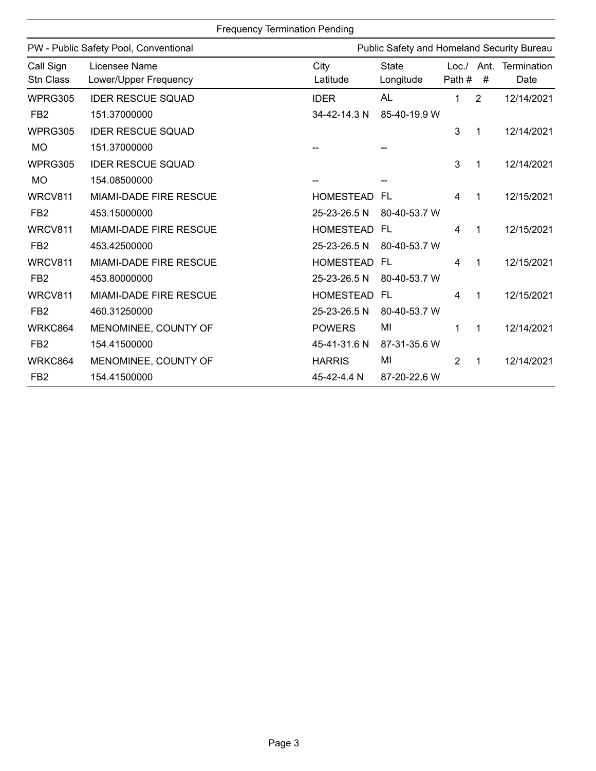Frequency Termination Pending

PW - Public Safety Pool, Conventional — Public Safety and Homeland Security Bureau

| Call Sign / Stn Class | Licensee Name / Lower/Upper Frequency | City / Latitude | State / Longitude | Loc./ Path # | Ant. # | Termination Date |
|---|---|---|---|---|---|---|
| WPRG305 | IDER RESCUE SQUAD | IDER | AL | 1 | 2 | 12/14/2021 |
| FB2 | 151.37000000 | 34-42-14.3 N | 85-40-19.9 W | | | |
| WPRG305 | IDER RESCUE SQUAD | | | 3 | 1 | 12/14/2021 |
| MO | 151.37000000 | -- | -- | | | |
| WPRG305 | IDER RESCUE SQUAD | | | 3 | 1 | 12/14/2021 |
| MO | 154.08500000 | -- | -- | | | |
| WRCV811 | MIAMI-DADE FIRE RESCUE | HOMESTEAD | FL | 4 | 1 | 12/15/2021 |
| FB2 | 453.15000000 | 25-23-26.5 N | 80-40-53.7 W | | | |
| WRCV811 | MIAMI-DADE FIRE RESCUE | HOMESTEAD | FL | 4 | 1 | 12/15/2021 |
| FB2 | 453.42500000 | 25-23-26.5 N | 80-40-53.7 W | | | |
| WRCV811 | MIAMI-DADE FIRE RESCUE | HOMESTEAD | FL | 4 | 1 | 12/15/2021 |
| FB2 | 453.80000000 | 25-23-26.5 N | 80-40-53.7 W | | | |
| WRCV811 | MIAMI-DADE FIRE RESCUE | HOMESTEAD | FL | 4 | 1 | 12/15/2021 |
| FB2 | 460.31250000 | 25-23-26.5 N | 80-40-53.7 W | | | |
| WRKC864 | MENOMINEE, COUNTY OF | POWERS | MI | 1 | 1 | 12/14/2021 |
| FB2 | 154.41500000 | 45-41-31.6 N | 87-31-35.6 W | | | |
| WRKC864 | MENOMINEE, COUNTY OF | HARRIS | MI | 2 | 1 | 12/14/2021 |
| FB2 | 154.41500000 | 45-42-4.4 N | 87-20-22.6 W | | | |